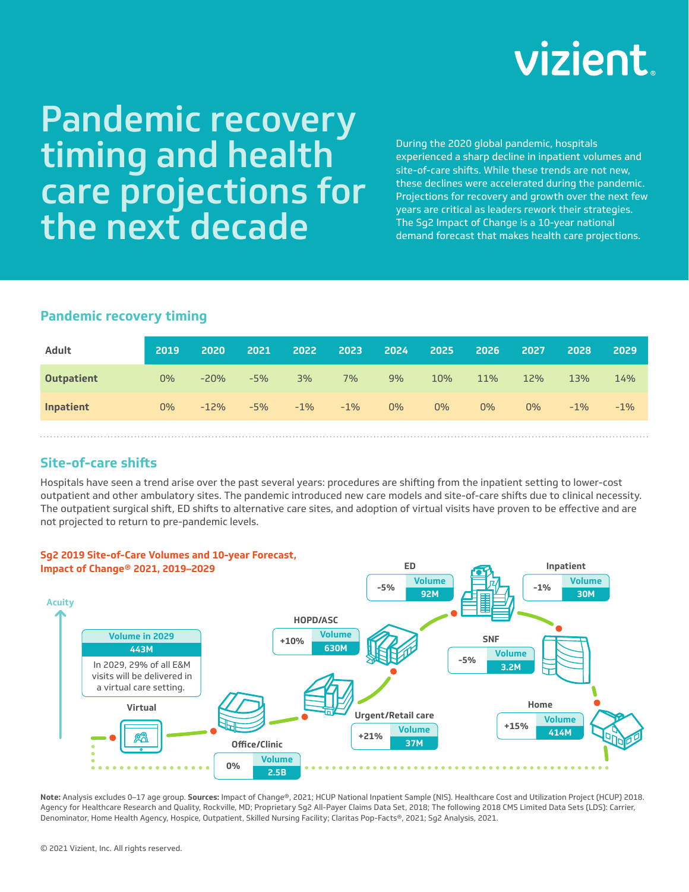vizient

# Pandemic recovery timing and health care projections for the next decade

During the 2020 global pandemic, hospitals experienced a sharp decline in inpatient volumes and site-of-care shifts. While these trends are not new, these declines were accelerated during the pandemic. Projections for recovery and growth over the next few years are critical as leaders rework their strategies. The Sg2 Impact of Change is a 10-year national demand forecast that makes health care projections.

## Pandemic recovery timing

| Adult | 2019 | 2020 | 2021 | 2022 | 2023 | 2024 | 2025 | 2026 | 2027 | 2028 | 2029 |
|---|---|---|---|---|---|---|---|---|---|---|---|
| **Outpatient** | 0% | -20% | -5% | 3% | 7% | 9% | 10% | 11% | 12% | 13% | 14% |
| **Inpatient** | 0% | -12% | -5% | -1% | -1% | 0% | 0% | 0% | 0% | -1% | -1% |

## Site-of-care shifts

Hospitals have seen a trend arise over the past several years: procedures are shifting from the inpatient setting to lower-cost outpatient and other ambulatory sites. The pandemic introduced new care models and site-of-care shifts due to clinical necessity. The outpatient surgical shift, ED shifts to alternative care sites, and adoption of virtual visits have proven to be effective and are not projected to return to pre-pandemic levels.

**Sg2 2019 Site-of-Care Volumes and 10-year Forecast, Impact of Change® 2021, 2019–2029**

Acuity

| Site of care | Change | Volume |
|---|---|---|
| Virtual | | Volume in 2029: 443M |
| Office/Clinic | 0% | 2.5B |
| Urgent/Retail care | +21% | 37M |
| HOPD/ASC | +10% | 630M |
| ED | -5% | 92M |
| Inpatient | -1% | 30M |
| SNF | -5% | 3.2M |
| Home | +15% | 414M |

In 2029, 29% of all E&M visits will be delivered in a virtual care setting.

**Note:** Analysis excludes 0–17 age group. **Sources:** Impact of Change®, 2021; HCUP National Inpatient Sample (NIS). Healthcare Cost and Utilization Project (HCUP) 2018. Agency for Healthcare Research and Quality, Rockville, MD; Proprietary Sg2 All-Payer Claims Data Set, 2018; The following 2018 CMS Limited Data Sets (LDS): Carrier, Denominator, Home Health Agency, Hospice, Outpatient, Skilled Nursing Facility; Claritas Pop-Facts®, 2021; Sg2 Analysis, 2021.

© 2021 Vizient, Inc. All rights reserved.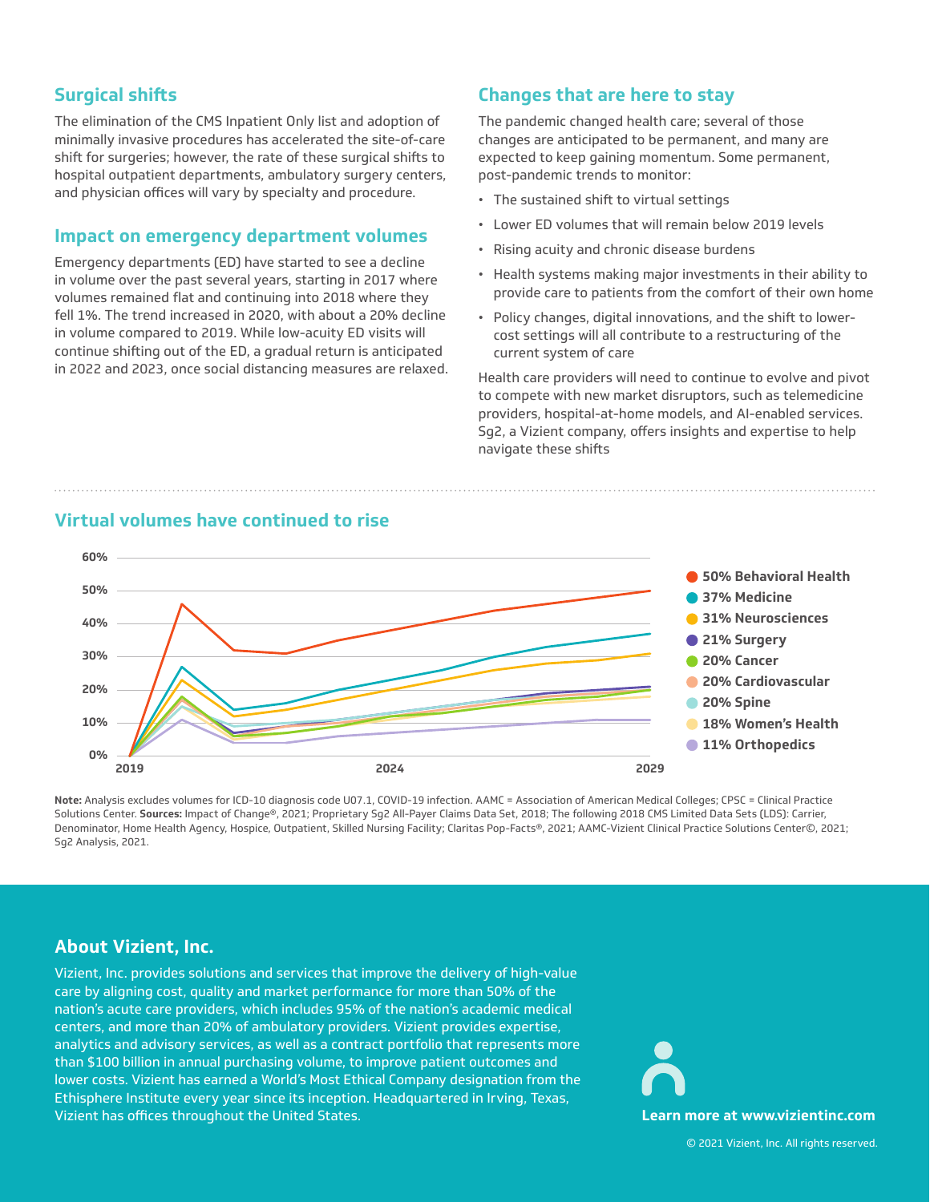## Surgical shifts

The elimination of the CMS Inpatient Only list and adoption of minimally invasive procedures has accelerated the site-of-care shift for surgeries; however, the rate of these surgical shifts to hospital outpatient departments, ambulatory surgery centers, and physician offices will vary by specialty and procedure.

## Impact on emergency department volumes

Emergency departments (ED) have started to see a decline in volume over the past several years, starting in 2017 where volumes remained flat and continuing into 2018 where they fell 1%. The trend increased in 2020, with about a 20% decline in volume compared to 2019. While low-acuity ED visits will continue shifting out of the ED, a gradual return is anticipated in 2022 and 2023, once social distancing measures are relaxed.

## Changes that are here to stay

The pandemic changed health care; several of those changes are anticipated to be permanent, and many are expected to keep gaining momentum. Some permanent, post-pandemic trends to monitor:

- The sustained shift to virtual settings
- Lower ED volumes that will remain below 2019 levels
- Rising acuity and chronic disease burdens
- Health systems making major investments in their ability to provide care to patients from the comfort of their own home
- Policy changes, digital innovations, and the shift to lower-cost settings will all contribute to a restructuring of the current system of care

Health care providers will need to continue to evolve and pivot to compete with new market disruptors, such as telemedicine providers, hospital-at-home models, and AI-enabled services. Sg2, a Vizient company, offers insights and expertise to help navigate these shifts

## Virtual volumes have continued to rise

60%
50%
40%
30%
20%
10%
0%
2019
2024
2029

50% Behavioral Health
37% Medicine
31% Neurosciences
21% Surgery
20% Cancer
20% Cardiovascular
20% Spine
18% Women's Health
11% Orthopedics

**Note:** Analysis excludes volumes for ICD-10 diagnosis code U07.1, COVID-19 infection. AAMC = Association of American Medical Colleges; CPSC = Clinical Practice Solutions Center. **Sources:** Impact of Change®, 2021; Proprietary Sg2 All-Payer Claims Data Set, 2018; The following 2018 CMS Limited Data Sets (LDS): Carrier, Denominator, Home Health Agency, Hospice, Outpatient, Skilled Nursing Facility; Claritas Pop-Facts®, 2021; AAMC-Vizient Clinical Practice Solutions Center©, 2021; Sg2 Analysis, 2021.

## About Vizient, Inc.

Vizient, Inc. provides solutions and services that improve the delivery of high-value care by aligning cost, quality and market performance for more than 50% of the nation's acute care providers, which includes 95% of the nation's academic medical centers, and more than 20% of ambulatory providers. Vizient provides expertise, analytics and advisory services, as well as a contract portfolio that represents more than $100 billion in annual purchasing volume, to improve patient outcomes and lower costs. Vizient has earned a World's Most Ethical Company designation from the Ethisphere Institute every year since its inception. Headquartered in Irving, Texas, Vizient has offices throughout the United States.

**Learn more at www.vizientinc.com**

© 2021 Vizient, Inc. All rights reserved.